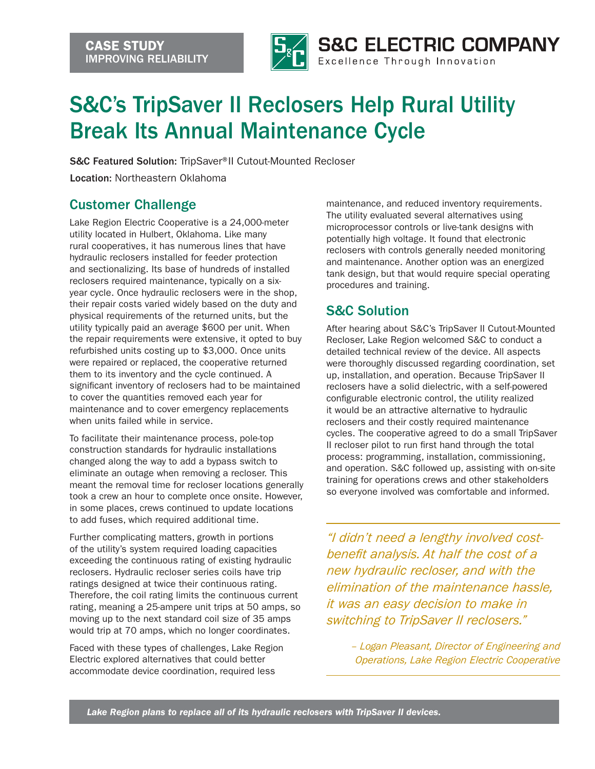**CASE STUDY**
**IMPROVING RELIABILITY**

**S&C ELECTRIC COMPANY**
Excellence Through Innovation

# S&C's TripSaver II Reclosers Help Rural Utility Break Its Annual Maintenance Cycle

**S&C Featured Solution:** TripSaver® II Cutout-Mounted Recloser

**Location:** Northeastern Oklahoma

## Customer Challenge

Lake Region Electric Cooperative is a 24,000-meter utility located in Hulbert, Oklahoma. Like many rural cooperatives, it has numerous lines that have hydraulic reclosers installed for feeder protection and sectionalizing. Its base of hundreds of installed reclosers required maintenance, typically on a six-year cycle. Once hydraulic reclosers were in the shop, their repair costs varied widely based on the duty and physical requirements of the returned units, but the utility typically paid an average $600 per unit. When the repair requirements were extensive, it opted to buy refurbished units costing up to $3,000. Once units were repaired or replaced, the cooperative returned them to its inventory and the cycle continued. A significant inventory of reclosers had to be maintained to cover the quantities removed each year for maintenance and to cover emergency replacements when units failed while in service.

To facilitate their maintenance process, pole-top construction standards for hydraulic installations changed along the way to add a bypass switch to eliminate an outage when removing a recloser. This meant the removal time for recloser locations generally took a crew an hour to complete once onsite. However, in some places, crews continued to update locations to add fuses, which required additional time.

Further complicating matters, growth in portions of the utility's system required loading capacities exceeding the continuous rating of existing hydraulic reclosers. Hydraulic recloser series coils have trip ratings designed at twice their continuous rating. Therefore, the coil rating limits the continuous current rating, meaning a 25-ampere unit trips at 50 amps, so moving up to the next standard coil size of 35 amps would trip at 70 amps, which no longer coordinates.

Faced with these types of challenges, Lake Region Electric explored alternatives that could better accommodate device coordination, required less maintenance, and reduced inventory requirements. The utility evaluated several alternatives using microprocessor controls or live-tank designs with potentially high voltage. It found that electronic reclosers with controls generally needed monitoring and maintenance. Another option was an energized tank design, but that would require special operating procedures and training.

## S&C Solution

After hearing about S&C's TripSaver II Cutout-Mounted Recloser, Lake Region welcomed S&C to conduct a detailed technical review of the device. All aspects were thoroughly discussed regarding coordination, set up, installation, and operation. Because TripSaver II reclosers have a solid dielectric, with a self-powered configurable electronic control, the utility realized it would be an attractive alternative to hydraulic reclosers and their costly required maintenance cycles. The cooperative agreed to do a small TripSaver II recloser pilot to run first hand through the total process: programming, installation, commissioning, and operation. S&C followed up, assisting with on-site training for operations crews and other stakeholders so everyone involved was comfortable and informed.

> *"I didn't need a lengthy involved cost-benefit analysis. At half the cost of a new hydraulic recloser, and with the elimination of the maintenance hassle, it was an easy decision to make in switching to TripSaver II reclosers."*
>
> *– Logan Pleasant, Director of Engineering and Operations, Lake Region Electric Cooperative*

***Lake Region plans to replace all of its hydraulic reclosers with TripSaver II devices.***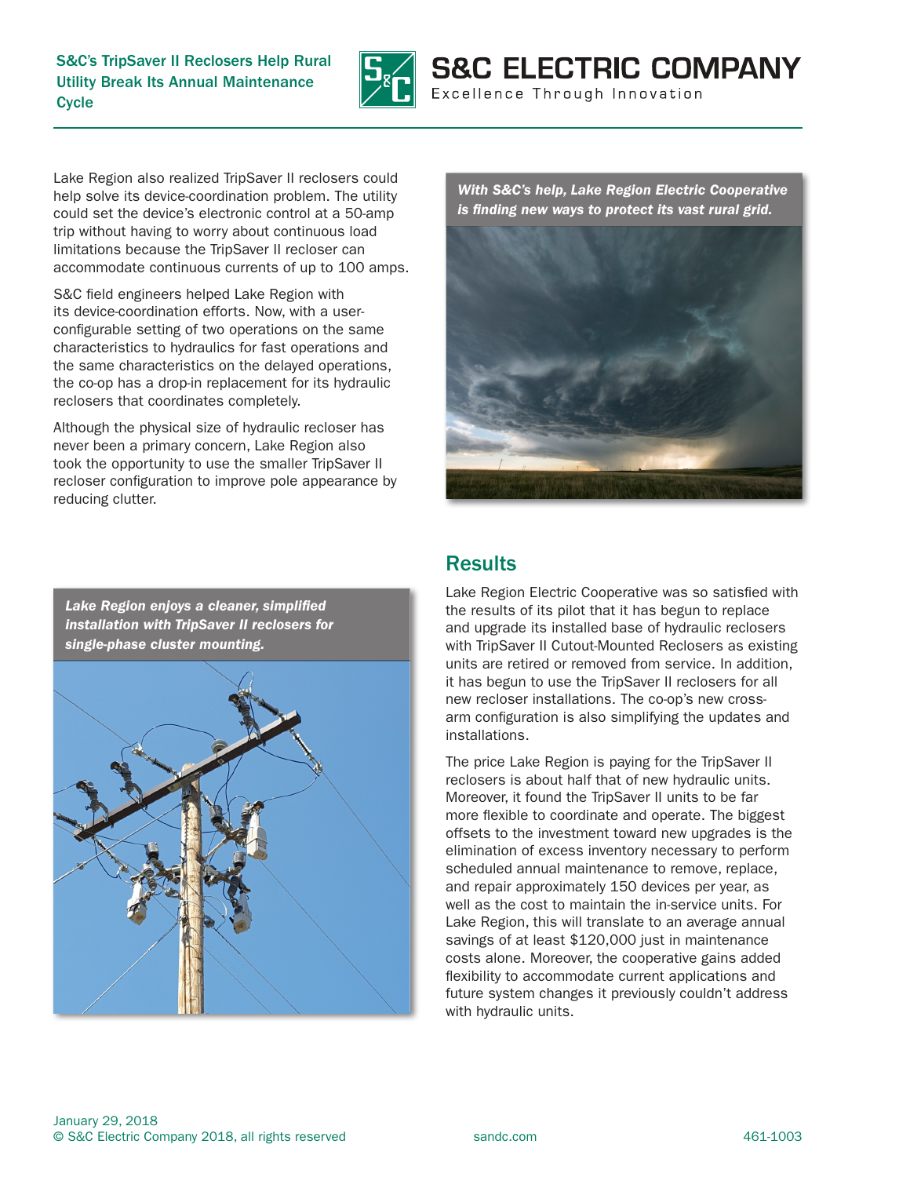Lake Region also realized TripSaver II reclosers could help solve its device-coordination problem. The utility could set the device's electronic control at a 50-amp trip without having to worry about continuous load limitations because the TripSaver II recloser can accommodate continuous currents of up to 100 amps.

S&C field engineers helped Lake Region with its device-coordination efforts. Now, with a user-configurable setting of two operations on the same characteristics to hydraulics for fast operations and the same characteristics on the delayed operations, the co-op has a drop-in replacement for its hydraulic reclosers that coordinates completely.

Although the physical size of hydraulic recloser has never been a primary concern, Lake Region also took the opportunity to use the smaller TripSaver II recloser configuration to improve pole appearance by reducing clutter.

***With S&C's help, Lake Region Electric Cooperative is finding new ways to protect its vast rural grid.***

***Lake Region enjoys a cleaner, simplified installation with TripSaver II reclosers for single-phase cluster mounting.***

## Results

Lake Region Electric Cooperative was so satisfied with the results of its pilot that it has begun to replace and upgrade its installed base of hydraulic reclosers with TripSaver II Cutout-Mounted Reclosers as existing units are retired or removed from service. In addition, it has begun to use the TripSaver II reclosers for all new recloser installations. The co-op's new cross-arm configuration is also simplifying the updates and installations.

The price Lake Region is paying for the TripSaver II reclosers is about half that of new hydraulic units. Moreover, it found the TripSaver II units to be far more flexible to coordinate and operate. The biggest offsets to the investment toward new upgrades is the elimination of excess inventory necessary to perform scheduled annual maintenance to remove, replace, and repair approximately 150 devices per year, as well as the cost to maintain the in-service units. For Lake Region, this will translate to an average annual savings of at least $120,000 just in maintenance costs alone. Moreover, the cooperative gains added flexibility to accommodate current applications and future system changes it previously couldn't address with hydraulic units.

January 29, 2018
© S&C Electric Company 2018, all rights reserved    sandc.com    461-1003